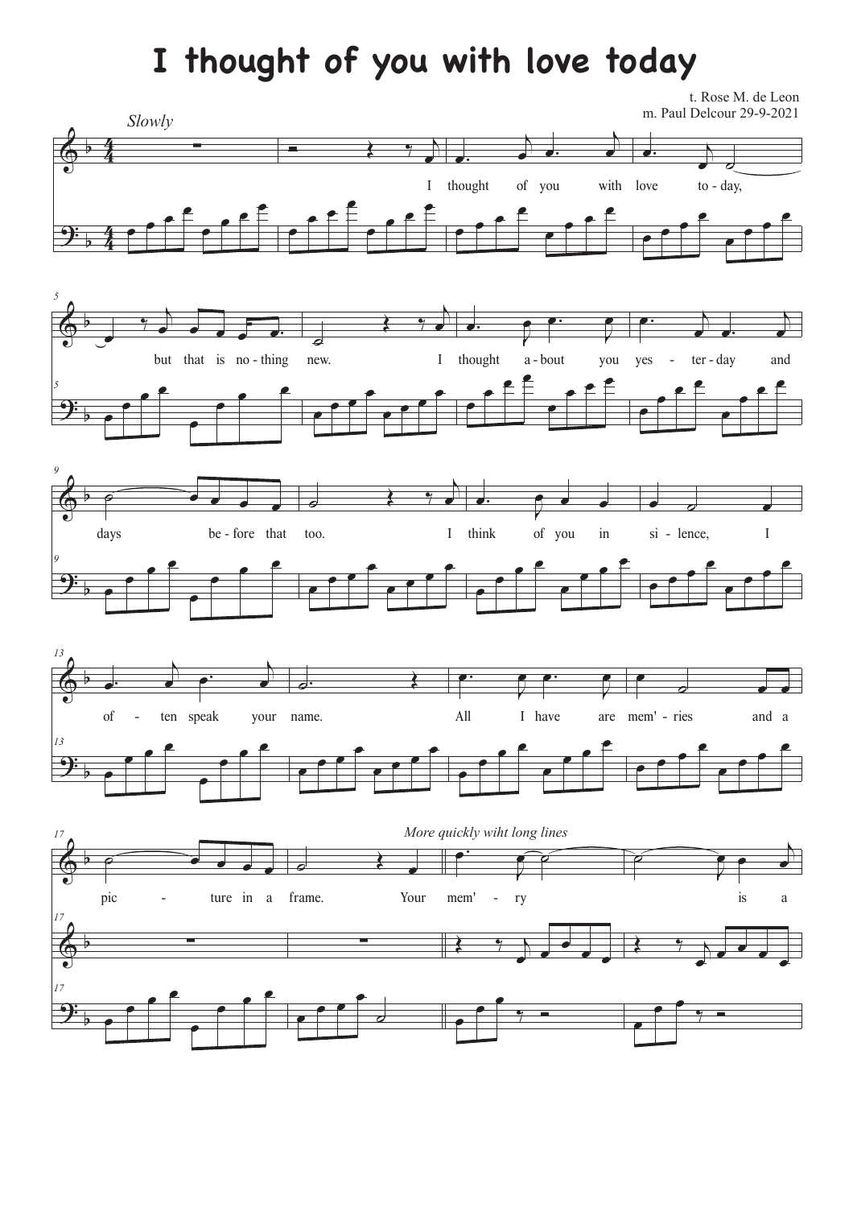# I thought of you with love today

t. Rose M. de Leon
m. Paul Delcour 29-9-2021

*Slowly*

I thought of you with love to - day, but that is no - thing new. I thought a - bout you yes - ter - day and days be - fore that too. I think of you in si - lence, I of - ten speak your name. All I have are mem' - ries and a pic - ture in a frame.

*More quickly wiht long lines*

Your mem' - ry is a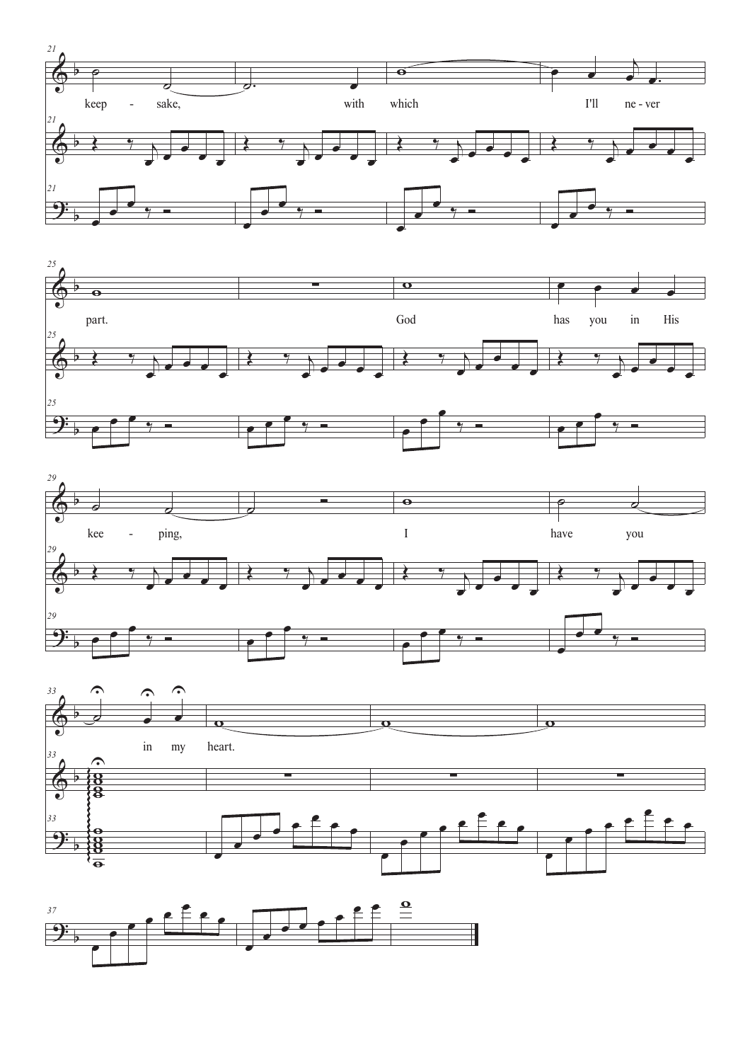keep - sake, with which I'll ne - ver

part. God has you in His

kee - ping, I have you

in my heart.